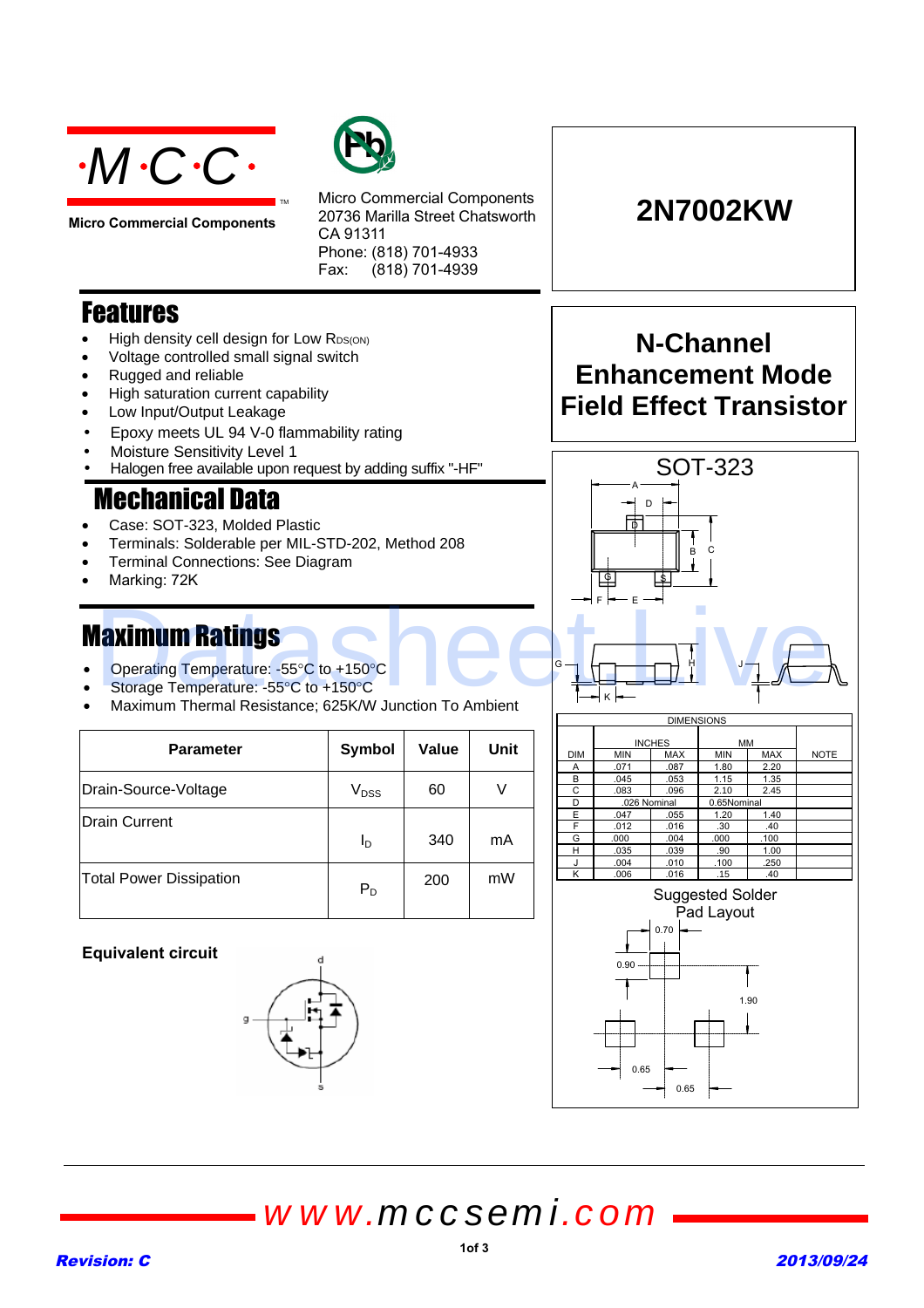**Micro Commercial Components**

Micro Commercial Components
20736 Marilla Street Chatsworth
CA 91311
Phone: (818) 701-4933
Fax: (818) 701-4939

# 2N7002KW

## N-Channel Enhancement Mode Field Effect Transistor

## Features

- High density cell design for Low $R_{DS(ON)}$
- Voltage controlled small signal switch
- Rugged and reliable
- High saturation current capability
- Low Input/Output Leakage
- Epoxy meets UL 94 V-0 flammability rating
- Moisture Sensitivity Level 1
- Halogen free available upon request by adding suffix "-HF"

## Mechanical Data

- Case: SOT-323, Molded Plastic
- Terminals: Solderable per MIL-STD-202, Method 208
- Terminal Connections: See Diagram
- Marking: 72K

## Maximum Ratings

- Operating Temperature: -55°C to +150°C
- Storage Temperature: -55°C to +150°C
- Maximum Thermal Resistance; 625K/W Junction To Ambient

| Parameter | Symbol | Value | Unit |
|---|---|---|---|
| Drain-Source-Voltage | $V_{DSS}$ | 60 | V |
| Drain Current | $I_D$ | 340 | mA |
| Total Power Dissipation | $P_D$ | 200 | mW |

**Equivalent circuit**

SOT-323

| DIMENSIONS | | | | | |
|---|---|---|---|---|---|
| | INCHES | | MM | | |
| DIM | MIN | MAX | MIN | MAX | NOTE |
| A | .071 | .087 | 1.80 | 2.20 | |
| B | .045 | .053 | 1.15 | 1.35 | |
| C | .083 | .096 | 2.10 | 2.45 | |
| D | .026 Nominal | | 0.65Nominal | | |
| E | .047 | .055 | 1.20 | 1.40 | |
| F | .012 | .016 | .30 | .40 | |
| G | .000 | .004 | .000 | .100 | |
| H | .035 | .039 | .90 | 1.00 | |
| J | .004 | .010 | .100 | .250 | |
| K | .006 | .016 | .15 | .40 | |

Suggested Solder Pad Layout

www.mccsemi.com

*Revision: C* *2013/09/24*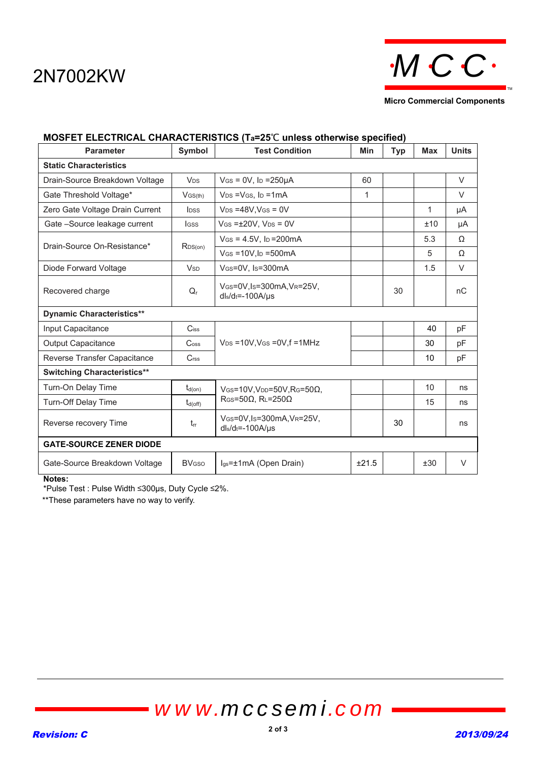# 2N7002KW

Micro Commercial Components

## MOSFET ELECTRICAL CHARACTERISTICS ($T_a$=25℃ unless otherwise specified)

| Parameter | Symbol | Test Condition | Min | Typ | Max | Units |
|---|---|---|---|---|---|---|
| **Static Characteristics** | | | | | | |
| Drain-Source Breakdown Voltage | $V_{DS}$ | $V_{GS}$ = 0V, $I_D$ =250μA | 60 | | | V |
| Gate Threshold Voltage* | $V_{GS(th)}$ | $V_{DS}$ =$V_{GS}$, $I_D$ =1mA | 1 | | | V |
| Zero Gate Voltage Drain Current | $I_{DSS}$ | $V_{DS}$ =48V,$V_{GS}$ = 0V | | | 1 | μA |
| Gate –Source leakage current | $I_{GSS}$ | $V_{GS}$ =±20V, $V_{DS}$ = 0V | | | ±10 | μA |
| Drain-Source On-Resistance* | $R_{DS(on)}$ | $V_{GS}$ = 4.5V, $I_D$ =200mA | | | 5.3 | Ω |
| | | $V_{GS}$ =10V,$I_D$ =500mA | | | 5 | Ω |
| Diode Forward Voltage | $V_{SD}$ | $V_{GS}$=0V, $I_S$=300mA | | | 1.5 | V |
| Recovered charge | $Q_r$ | $V_{GS}$=0V,$I_S$=300mA,$V_R$=25V, $dI_S/d_t$=-100A/μs | | 30 | | nC |
| **Dynamic Characteristics**** | | | | | | |
| Input Capacitance | $C_{iss}$ | $V_{DS}$ =10V,$V_{GS}$ =0V,f =1MHz | | | 40 | pF |
| Output Capacitance | $C_{oss}$ | | | | 30 | pF |
| Reverse Transfer Capacitance | $C_{rss}$ | | | | 10 | pF |
| **Switching Characteristics**** | | | | | | |
| Turn-On Delay Time | $t_{d(on)}$ | $V_{GS}$=10V,$V_{DD}$=50V,$R_G$=50Ω, $R_{GS}$=50Ω, $R_L$=250Ω | | | 10 | ns |
| Turn-Off Delay Time | $t_{d(off)}$ | | | | 15 | ns |
| Reverse recovery Time | $t_{rr}$ | $V_{GS}$=0V,$I_S$=300mA,$V_R$=25V, $dI_S/d_t$=-100A/μs | | 30 | | ns |
| **GATE-SOURCE ZENER DIODE** | | | | | | |
| Gate-Source Breakdown Voltage | $BV_{GSO}$ | $I_{gs}$=±1mA (Open Drain) | ±21.5 | | ±30 | V |

**Notes:**

*Pulse Test : Pulse Width ≤300μs, Duty Cycle ≤2%.

**These parameters have no way to verify.

www.mccsemi.com

Revision: C

2013/09/24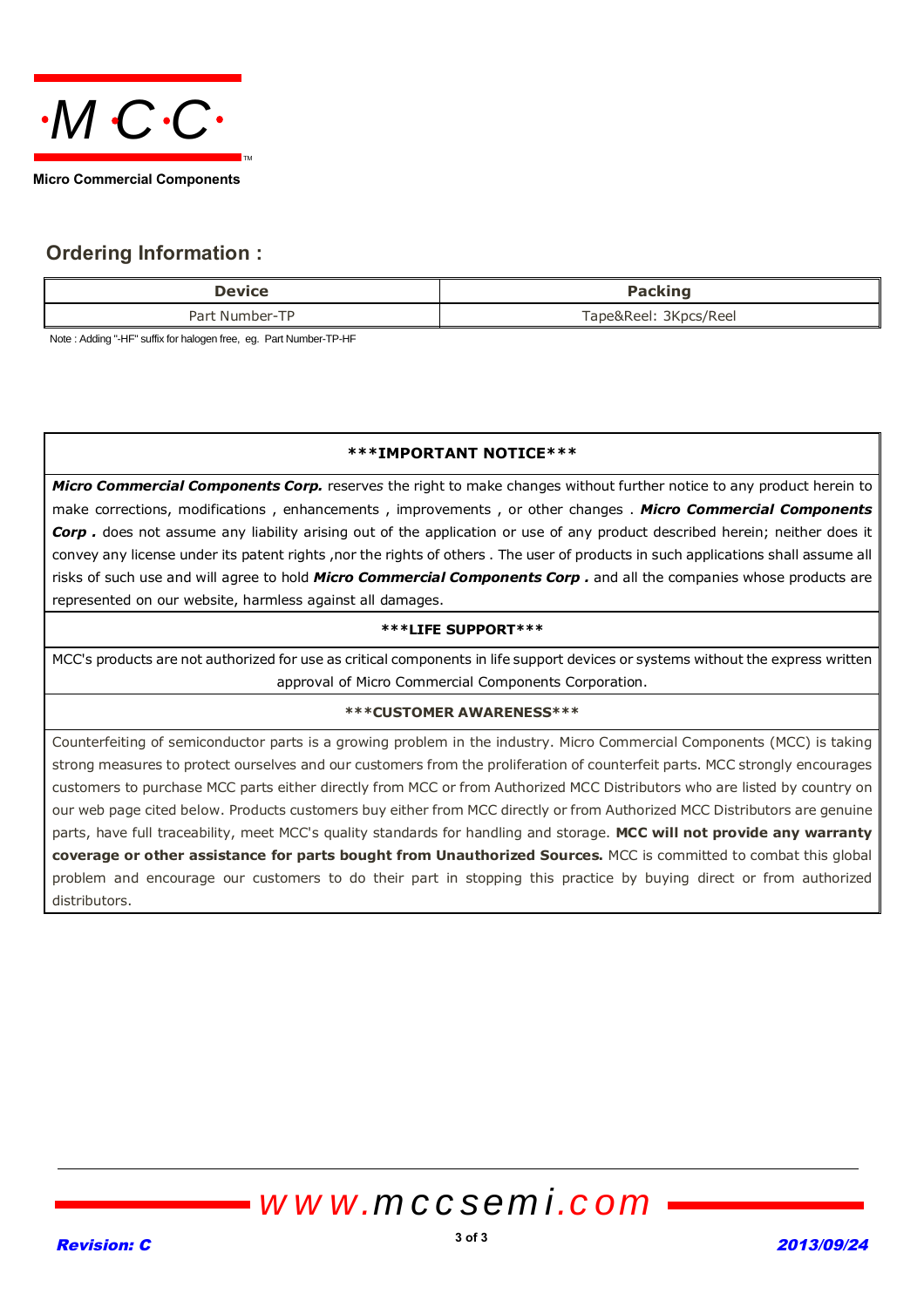**Micro Commercial Components**

## Ordering Information :

| Device | Packing |
| --- | --- |
| Part Number-TP | Tape&Reel: 3Kpcs/Reel |

Note : Adding "-HF" suffix for halogen free, eg. Part Number-TP-HF

| ***IMPORTANT NOTICE*** |
| --- |
| ***Micro Commercial Components Corp.*** reserves the right to make changes without further notice to any product herein to make corrections, modifications , enhancements , improvements , or other changes . ***Micro Commercial Components Corp .*** does not assume any liability arising out of the application or use of any product described herein; neither does it convey any license under its patent rights ,nor the rights of others . The user of products in such applications shall assume all risks of such use and will agree to hold ***Micro Commercial Components Corp .*** and all the companies whose products are represented on our website, harmless against all damages. |
| **\*\*\*LIFE SUPPORT\*\*\*** |
| MCC's products are not authorized for use as critical components in life support devices or systems without the express written approval of Micro Commercial Components Corporation. |
| **\*\*\*CUSTOMER AWARENESS\*\*\*** |
| Counterfeiting of semiconductor parts is a growing problem in the industry. Micro Commercial Components (MCC) is taking strong measures to protect ourselves and our customers from the proliferation of counterfeit parts. MCC strongly encourages customers to purchase MCC parts either directly from MCC or from Authorized MCC Distributors who are listed by country on our web page cited below. Products customers buy either from MCC directly or from Authorized MCC Distributors are genuine parts, have full traceability, meet MCC's quality standards for handling and storage. **MCC will not provide any warranty coverage or other assistance for parts bought from Unauthorized Sources.** MCC is committed to combat this global problem and encourage our customers to do their part in stopping this practice by buying direct or from authorized distributors. |

www.mccsemi.com

***Revision: C***

***2013/09/24***